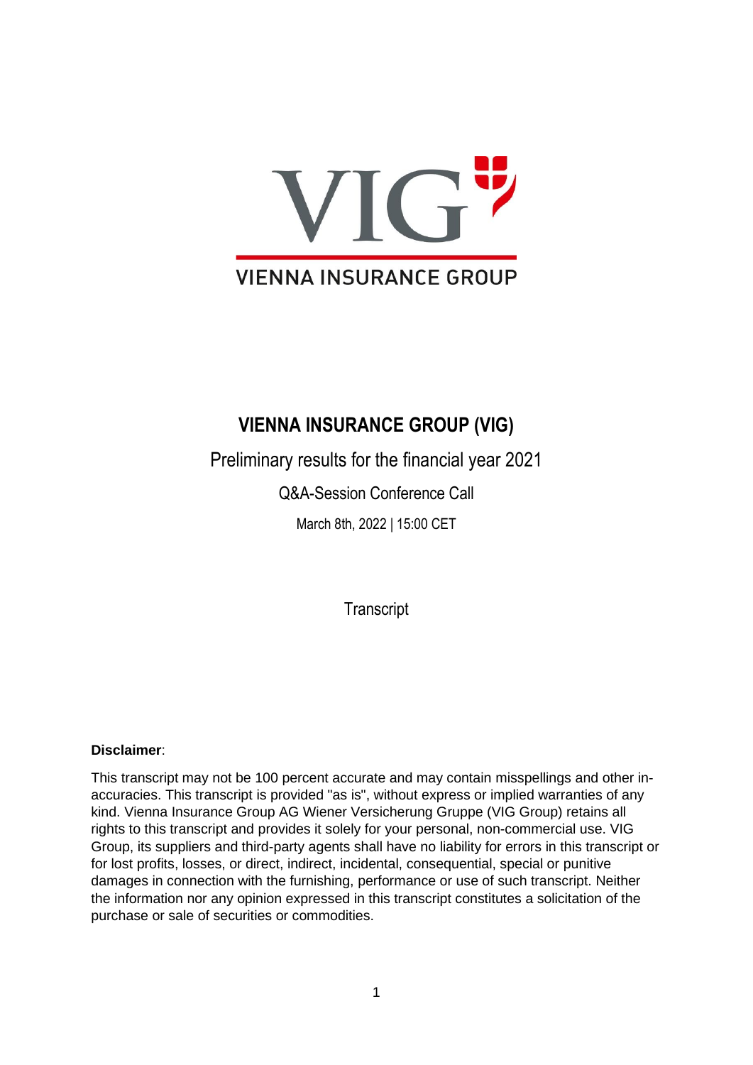VIG

VIENNA INSURANCE GROUP

# VIENNA INSURANCE GROUP (VIG)

Preliminary results for the financial year 2021

Q&A-Session Conference Call

March 8th, 2022 | 15:00 CET

Transcript

**Disclaimer**:

This transcript may not be 100 percent accurate and may contain misspellings and other in-accuracies. This transcript is provided "as is", without express or implied warranties of any kind. Vienna Insurance Group AG Wiener Versicherung Gruppe (VIG Group) retains all rights to this transcript and provides it solely for your personal, non-commercial use. VIG Group, its suppliers and third-party agents shall have no liability for errors in this transcript or for lost profits, losses, or direct, indirect, incidental, consequential, special or punitive damages in connection with the furnishing, performance or use of such transcript. Neither the information nor any opinion expressed in this transcript constitutes a solicitation of the purchase or sale of securities or commodities.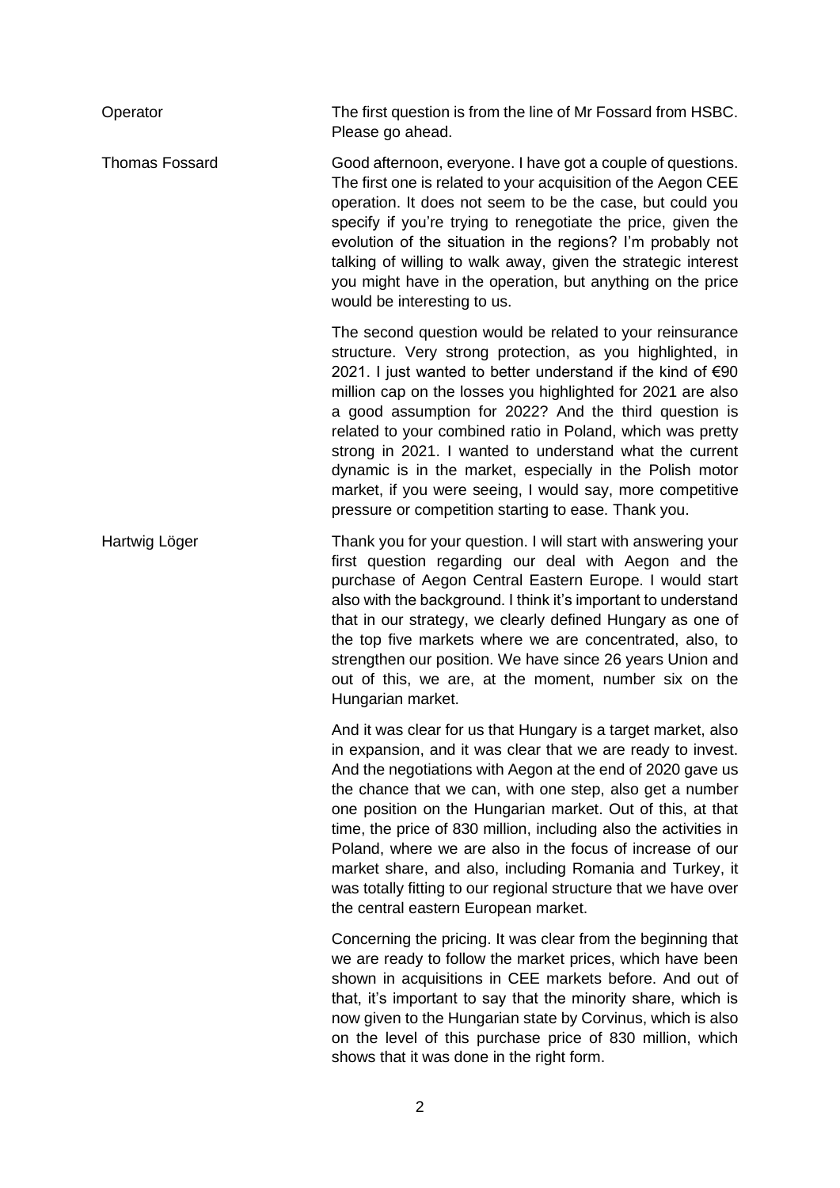**Operator**

The first question is from the line of Mr Fossard from HSBC. Please go ahead.

**Thomas Fossard**

Good afternoon, everyone. I have got a couple of questions. The first one is related to your acquisition of the Aegon CEE operation. It does not seem to be the case, but could you specify if you're trying to renegotiate the price, given the evolution of the situation in the regions? I'm probably not talking of willing to walk away, given the strategic interest you might have in the operation, but anything on the price would be interesting to us.

The second question would be related to your reinsurance structure. Very strong protection, as you highlighted, in 2021. I just wanted to better understand if the kind of €90 million cap on the losses you highlighted for 2021 are also a good assumption for 2022? And the third question is related to your combined ratio in Poland, which was pretty strong in 2021. I wanted to understand what the current dynamic is in the market, especially in the Polish motor market, if you were seeing, I would say, more competitive pressure or competition starting to ease. Thank you.

**Hartwig Löger**

Thank you for your question. I will start with answering your first question regarding our deal with Aegon and the purchase of Aegon Central Eastern Europe. I would start also with the background. I think it's important to understand that in our strategy, we clearly defined Hungary as one of the top five markets where we are concentrated, also, to strengthen our position. We have since 26 years Union and out of this, we are, at the moment, number six on the Hungarian market.

And it was clear for us that Hungary is a target market, also in expansion, and it was clear that we are ready to invest. And the negotiations with Aegon at the end of 2020 gave us the chance that we can, with one step, also get a number one position on the Hungarian market. Out of this, at that time, the price of 830 million, including also the activities in Poland, where we are also in the focus of increase of our market share, and also, including Romania and Turkey, it was totally fitting to our regional structure that we have over the central eastern European market.

Concerning the pricing. It was clear from the beginning that we are ready to follow the market prices, which have been shown in acquisitions in CEE markets before. And out of that, it's important to say that the minority share, which is now given to the Hungarian state by Corvinus, which is also on the level of this purchase price of 830 million, which shows that it was done in the right form.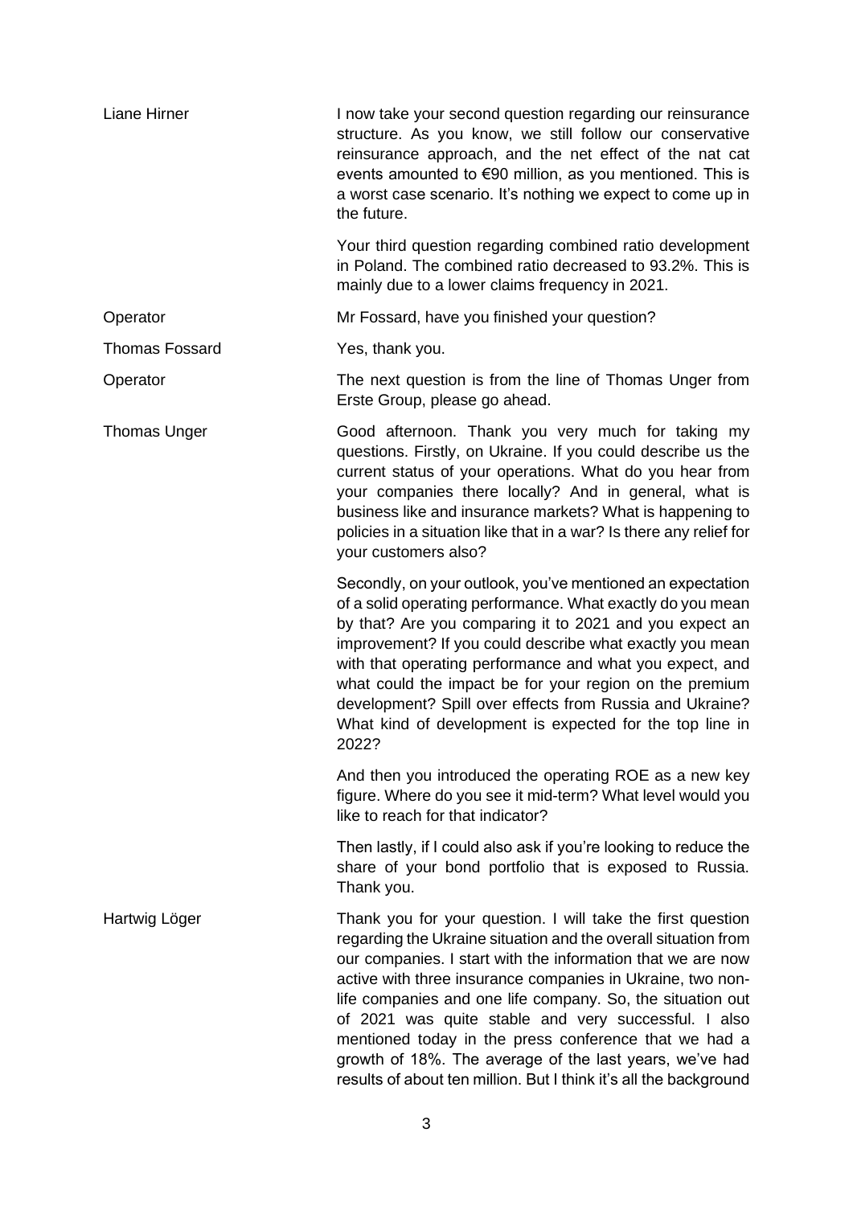**Liane Hirner** I now take your second question regarding our reinsurance structure. As you know, we still follow our conservative reinsurance approach, and the net effect of the nat cat events amounted to €90 million, as you mentioned. This is a worst case scenario. It's nothing we expect to come up in the future.

Your third question regarding combined ratio development in Poland. The combined ratio decreased to 93.2%. This is mainly due to a lower claims frequency in 2021.

**Operator** Mr Fossard, have you finished your question?

**Thomas Fossard** Yes, thank you.

**Operator** The next question is from the line of Thomas Unger from Erste Group, please go ahead.

**Thomas Unger** Good afternoon. Thank you very much for taking my questions. Firstly, on Ukraine. If you could describe us the current status of your operations. What do you hear from your companies there locally? And in general, what is business like and insurance markets? What is happening to policies in a situation like that in a war? Is there any relief for your customers also?

Secondly, on your outlook, you've mentioned an expectation of a solid operating performance. What exactly do you mean by that? Are you comparing it to 2021 and you expect an improvement? If you could describe what exactly you mean with that operating performance and what you expect, and what could the impact be for your region on the premium development? Spill over effects from Russia and Ukraine? What kind of development is expected for the top line in 2022?

And then you introduced the operating ROE as a new key figure. Where do you see it mid-term? What level would you like to reach for that indicator?

Then lastly, if I could also ask if you're looking to reduce the share of your bond portfolio that is exposed to Russia. Thank you.

**Hartwig Löger** Thank you for your question. I will take the first question regarding the Ukraine situation and the overall situation from our companies. I start with the information that we are now active with three insurance companies in Ukraine, two non-life companies and one life company. So, the situation out of 2021 was quite stable and very successful. I also mentioned today in the press conference that we had a growth of 18%. The average of the last years, we've had results of about ten million. But I think it's all the background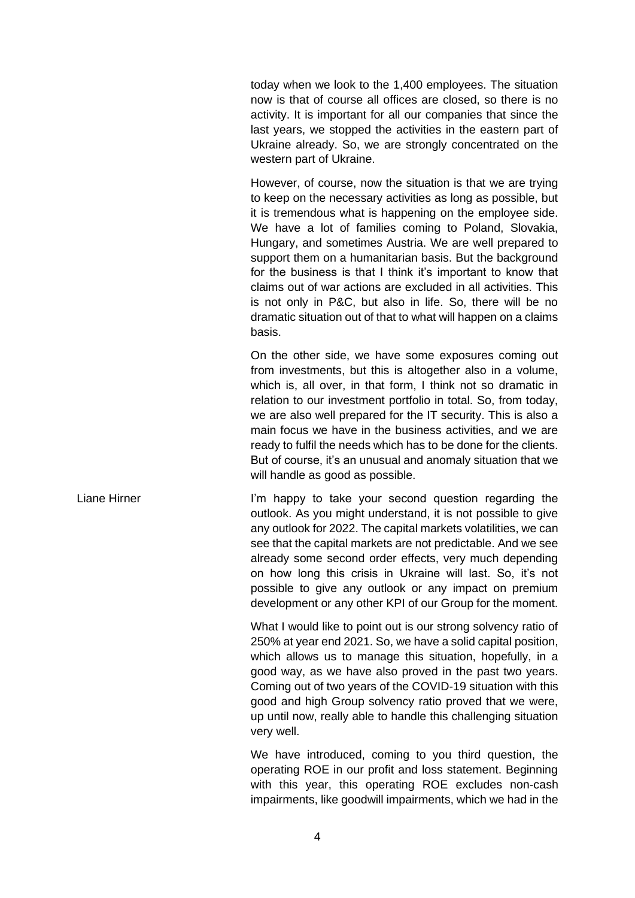today when we look to the 1,400 employees. The situation now is that of course all offices are closed, so there is no activity. It is important for all our companies that since the last years, we stopped the activities in the eastern part of Ukraine already. So, we are strongly concentrated on the western part of Ukraine.

However, of course, now the situation is that we are trying to keep on the necessary activities as long as possible, but it is tremendous what is happening on the employee side. We have a lot of families coming to Poland, Slovakia, Hungary, and sometimes Austria. We are well prepared to support them on a humanitarian basis. But the background for the business is that I think it's important to know that claims out of war actions are excluded in all activities. This is not only in P&C, but also in life. So, there will be no dramatic situation out of that to what will happen on a claims basis.

On the other side, we have some exposures coming out from investments, but this is altogether also in a volume, which is, all over, in that form, I think not so dramatic in relation to our investment portfolio in total. So, from today, we are also well prepared for the IT security. This is also a main focus we have in the business activities, and we are ready to fulfil the needs which has to be done for the clients. But of course, it's an unusual and anomaly situation that we will handle as good as possible.

Liane Hirner

I'm happy to take your second question regarding the outlook. As you might understand, it is not possible to give any outlook for 2022. The capital markets volatilities, we can see that the capital markets are not predictable. And we see already some second order effects, very much depending on how long this crisis in Ukraine will last. So, it's not possible to give any outlook or any impact on premium development or any other KPI of our Group for the moment.

What I would like to point out is our strong solvency ratio of 250% at year end 2021. So, we have a solid capital position, which allows us to manage this situation, hopefully, in a good way, as we have also proved in the past two years. Coming out of two years of the COVID-19 situation with this good and high Group solvency ratio proved that we were, up until now, really able to handle this challenging situation very well.

We have introduced, coming to you third question, the operating ROE in our profit and loss statement. Beginning with this year, this operating ROE excludes non-cash impairments, like goodwill impairments, which we had in the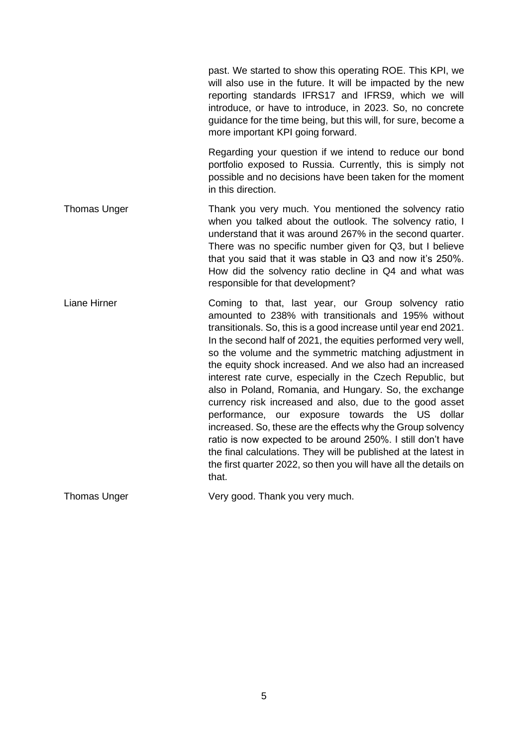past. We started to show this operating ROE. This KPI, we will also use in the future. It will be impacted by the new reporting standards IFRS17 and IFRS9, which we will introduce, or have to introduce, in 2023. So, no concrete guidance for the time being, but this will, for sure, become a more important KPI going forward.

Regarding your question if we intend to reduce our bond portfolio exposed to Russia. Currently, this is simply not possible and no decisions have been taken for the moment in this direction.

**Thomas Unger**: Thank you very much. You mentioned the solvency ratio when you talked about the outlook. The solvency ratio, I understand that it was around 267% in the second quarter. There was no specific number given for Q3, but I believe that you said that it was stable in Q3 and now it's 250%. How did the solvency ratio decline in Q4 and what was responsible for that development?

**Liane Hirner**: Coming to that, last year, our Group solvency ratio amounted to 238% with transitionals and 195% without transitionals. So, this is a good increase until year end 2021. In the second half of 2021, the equities performed very well, so the volume and the symmetric matching adjustment in the equity shock increased. And we also had an increased interest rate curve, especially in the Czech Republic, but also in Poland, Romania, and Hungary. So, the exchange currency risk increased and also, due to the good asset performance, our exposure towards the US dollar increased. So, these are the effects why the Group solvency ratio is now expected to be around 250%. I still don't have the final calculations. They will be published at the latest in the first quarter 2022, so then you will have all the details on that.

**Thomas Unger**: Very good. Thank you very much.